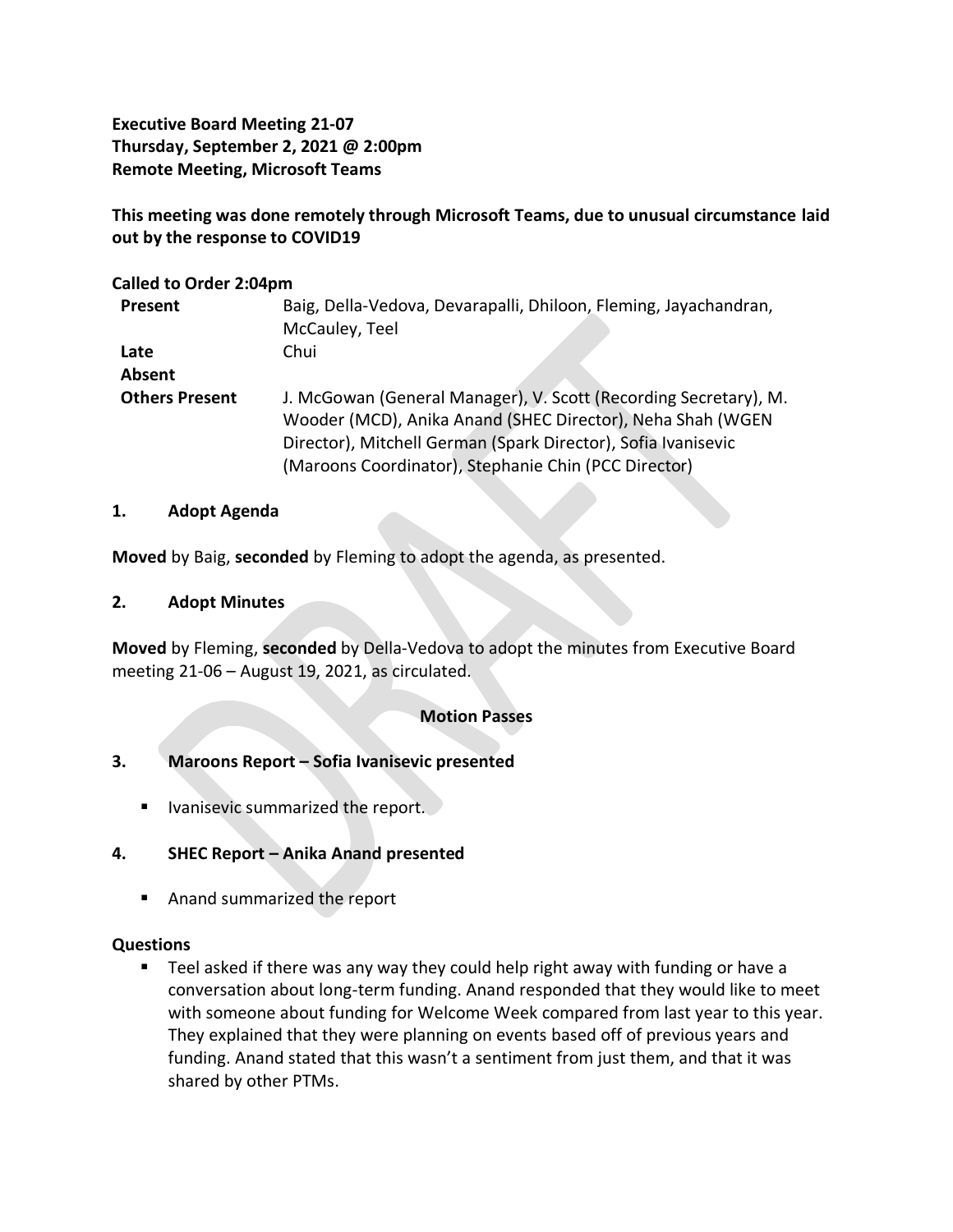**Executive Board Meeting 21-07**
**Thursday, September 2, 2021 @ 2:00pm**
**Remote Meeting, Microsoft Teams**

**This meeting was done remotely through Microsoft Teams, due to unusual circumstance laid out by the response to COVID19**

**Called to Order 2:04pm**

| | |
|---|---|
| **Present** | Baig, Della-Vedova, Devarapalli, Dhiloon, Fleming, Jayachandran, McCauley, Teel |
| **Late** | Chui |
| **Absent** | |
| **Others Present** | J. McGowan (General Manager), V. Scott (Recording Secretary), M. Wooder (MCD), Anika Anand (SHEC Director), Neha Shah (WGEN Director), Mitchell German (Spark Director), Sofia Ivanisevic (Maroons Coordinator), Stephanie Chin (PCC Director) |

**1. Adopt Agenda**

**Moved** by Baig, **seconded** by Fleming to adopt the agenda, as presented.

**2. Adopt Minutes**

**Moved** by Fleming, **seconded** by Della-Vedova to adopt the minutes from Executive Board meeting 21-06 – August 19, 2021, as circulated.

**Motion Passes**

**3. Maroons Report – Sofia Ivanisevic presented**

- Ivanisevic summarized the report.

**4. SHEC Report – Anika Anand presented**

- Anand summarized the report

**Questions**

- Teel asked if there was any way they could help right away with funding or have a conversation about long-term funding. Anand responded that they would like to meet with someone about funding for Welcome Week compared from last year to this year. They explained that they were planning on events based off of previous years and funding. Anand stated that this wasn't a sentiment from just them, and that it was shared by other PTMs.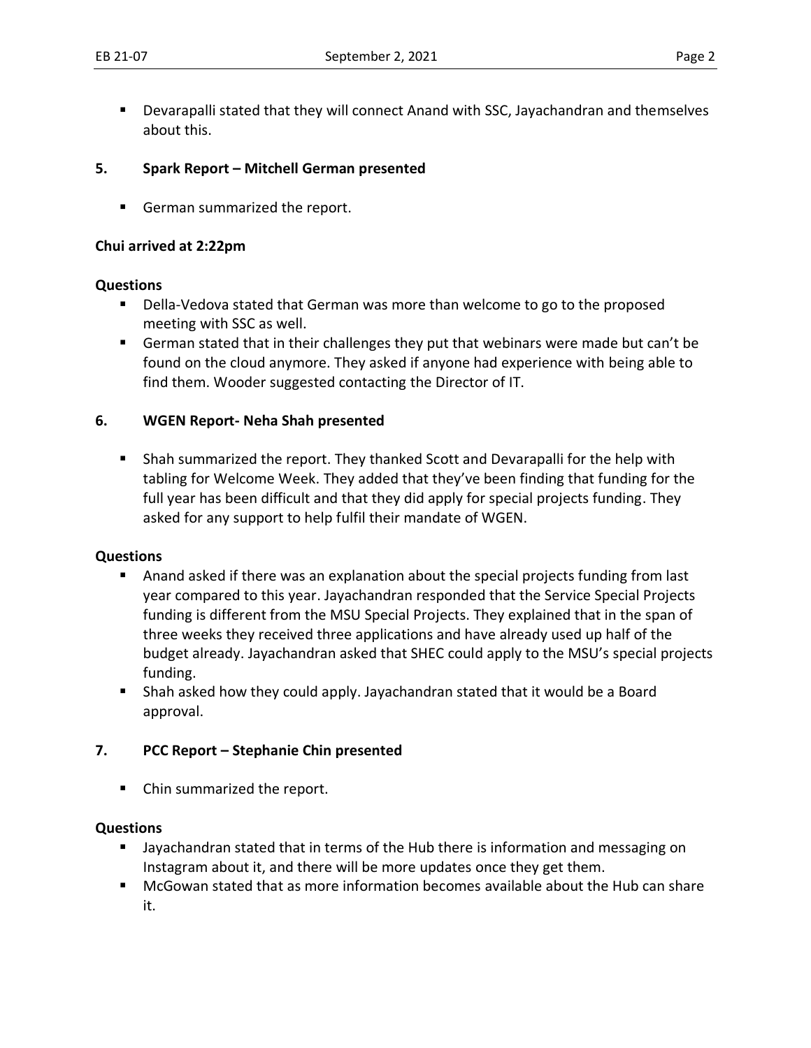- Devarapalli stated that they will connect Anand with SSC, Jayachandran and themselves about this.

### 5. Spark Report – Mitchell German presented

- German summarized the report.

**Chui arrived at 2:22pm**

**Questions**

- Della-Vedova stated that German was more than welcome to go to the proposed meeting with SSC as well.
- German stated that in their challenges they put that webinars were made but can't be found on the cloud anymore. They asked if anyone had experience with being able to find them. Wooder suggested contacting the Director of IT.

### 6. WGEN Report- Neha Shah presented

- Shah summarized the report. They thanked Scott and Devarapalli for the help with tabling for Welcome Week. They added that they've been finding that funding for the full year has been difficult and that they did apply for special projects funding. They asked for any support to help fulfil their mandate of WGEN.

**Questions**

- Anand asked if there was an explanation about the special projects funding from last year compared to this year. Jayachandran responded that the Service Special Projects funding is different from the MSU Special Projects. They explained that in the span of three weeks they received three applications and have already used up half of the budget already. Jayachandran asked that SHEC could apply to the MSU's special projects funding.
- Shah asked how they could apply. Jayachandran stated that it would be a Board approval.

### 7. PCC Report – Stephanie Chin presented

- Chin summarized the report.

**Questions**

- Jayachandran stated that in terms of the Hub there is information and messaging on Instagram about it, and there will be more updates once they get them.
- McGowan stated that as more information becomes available about the Hub can share it.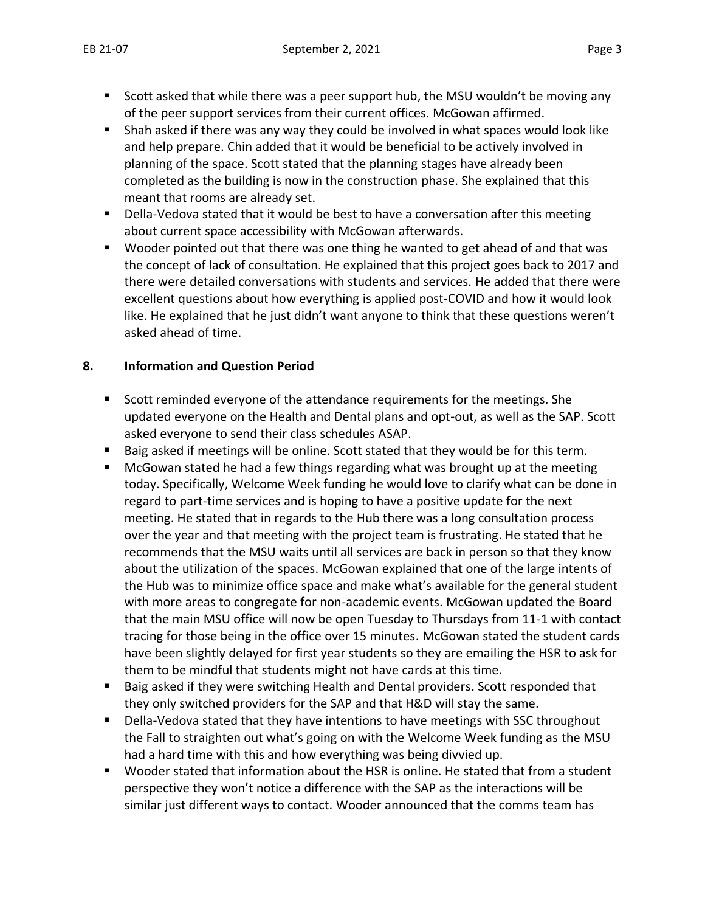- Scott asked that while there was a peer support hub, the MSU wouldn't be moving any of the peer support services from their current offices. McGowan affirmed.
- Shah asked if there was any way they could be involved in what spaces would look like and help prepare. Chin added that it would be beneficial to be actively involved in planning of the space. Scott stated that the planning stages have already been completed as the building is now in the construction phase. She explained that this meant that rooms are already set.
- Della-Vedova stated that it would be best to have a conversation after this meeting about current space accessibility with McGowan afterwards.
- Wooder pointed out that there was one thing he wanted to get ahead of and that was the concept of lack of consultation. He explained that this project goes back to 2017 and there were detailed conversations with students and services. He added that there were excellent questions about how everything is applied post-COVID and how it would look like. He explained that he just didn't want anyone to think that these questions weren't asked ahead of time.

## 8. Information and Question Period

- Scott reminded everyone of the attendance requirements for the meetings. She updated everyone on the Health and Dental plans and opt-out, as well as the SAP. Scott asked everyone to send their class schedules ASAP.
- Baig asked if meetings will be online. Scott stated that they would be for this term.
- McGowan stated he had a few things regarding what was brought up at the meeting today. Specifically, Welcome Week funding he would love to clarify what can be done in regard to part-time services and is hoping to have a positive update for the next meeting. He stated that in regards to the Hub there was a long consultation process over the year and that meeting with the project team is frustrating. He stated that he recommends that the MSU waits until all services are back in person so that they know about the utilization of the spaces. McGowan explained that one of the large intents of the Hub was to minimize office space and make what's available for the general student with more areas to congregate for non-academic events. McGowan updated the Board that the main MSU office will now be open Tuesday to Thursdays from 11-1 with contact tracing for those being in the office over 15 minutes. McGowan stated the student cards have been slightly delayed for first year students so they are emailing the HSR to ask for them to be mindful that students might not have cards at this time.
- Baig asked if they were switching Health and Dental providers. Scott responded that they only switched providers for the SAP and that H&D will stay the same.
- Della-Vedova stated that they have intentions to have meetings with SSC throughout the Fall to straighten out what's going on with the Welcome Week funding as the MSU had a hard time with this and how everything was being divvied up.
- Wooder stated that information about the HSR is online. He stated that from a student perspective they won't notice a difference with the SAP as the interactions will be similar just different ways to contact. Wooder announced that the comms team has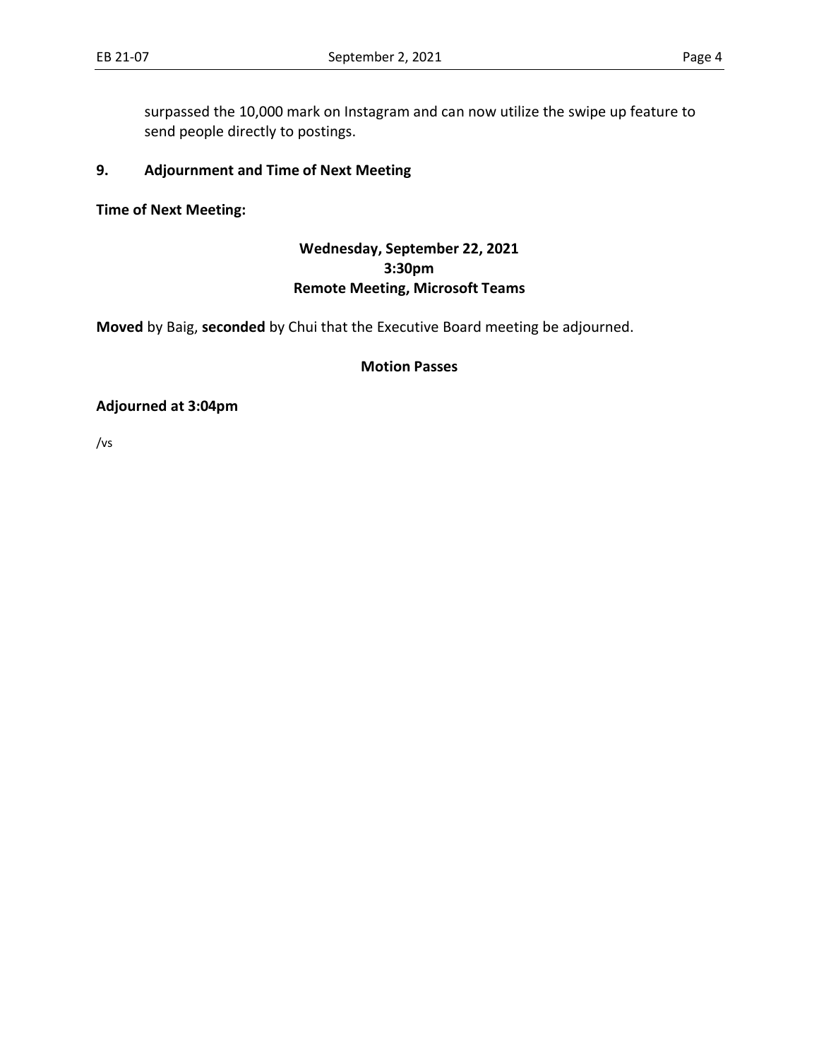surpassed the 10,000 mark on Instagram and can now utilize the swipe up feature to send people directly to postings.

## 9. Adjournment and Time of Next Meeting

**Time of Next Meeting:**

**Wednesday, September 22, 2021**
**3:30pm**
**Remote Meeting, Microsoft Teams**

**Moved** by Baig, **seconded** by Chui that the Executive Board meeting be adjourned.

**Motion Passes**

**Adjourned at 3:04pm**

/vs